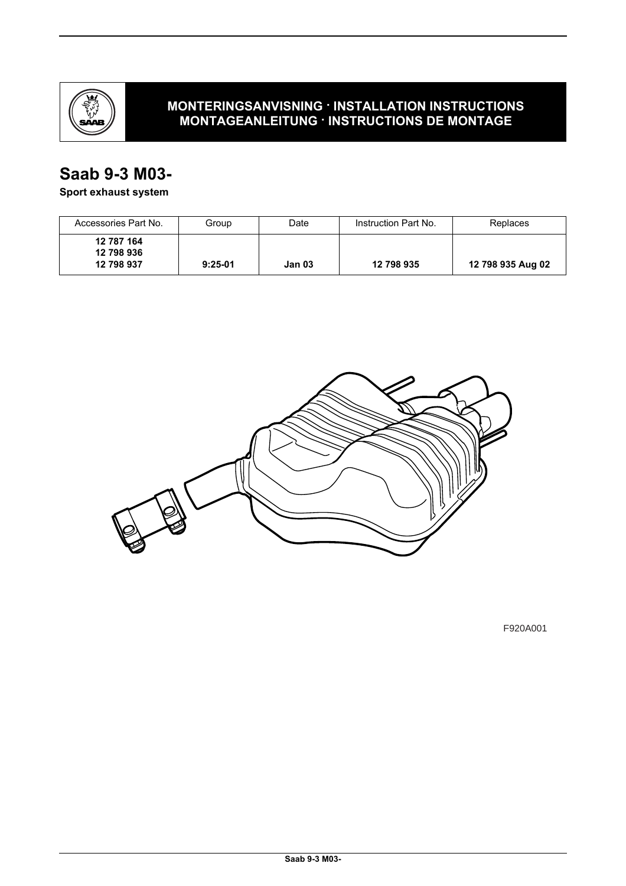**MONTERINGSANVISNING · INSTALLATION INSTRUCTIONS**
**MONTAGEANLEITUNG · INSTRUCTIONS DE MONTAGE**

# Saab 9-3 M03-

**Sport exhaust system**

| Accessories Part No. | Group | Date | Instruction Part No. | Replaces |
|---|---|---|---|---|
| **12 787 164**<br>**12 798 936**<br>**12 798 937** | **9:25-01** | **Jan 03** | **12 798 935** | **12 798 935 Aug 02** |

F920A001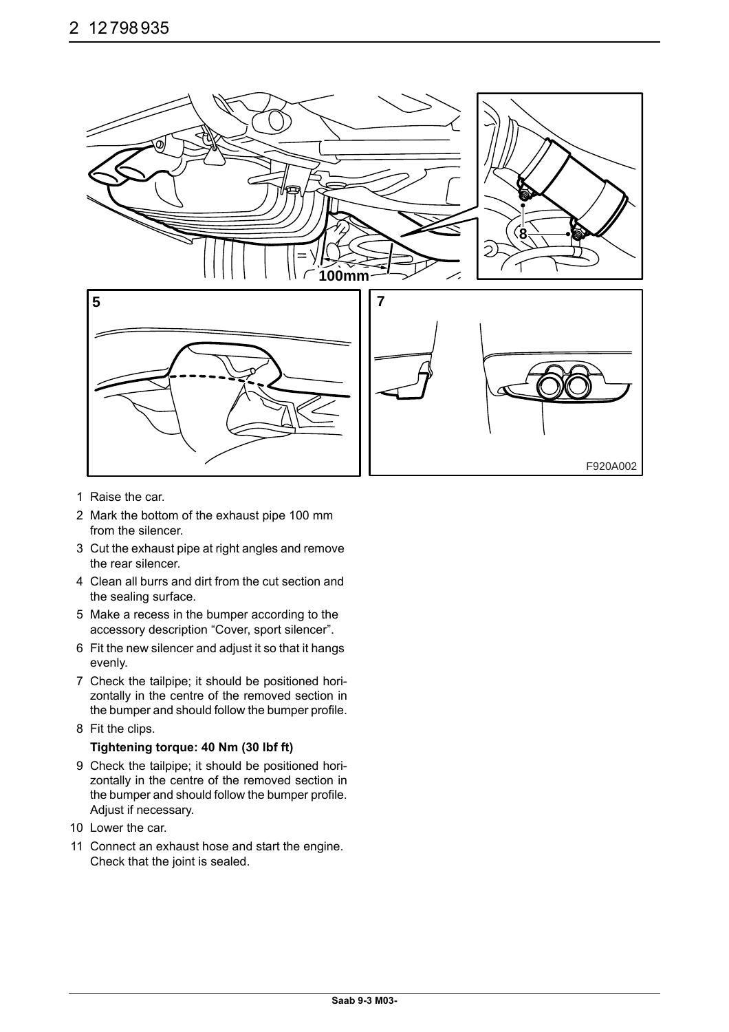100mm

8

5

7

F920A002

1. Raise the car.
2. Mark the bottom of the exhaust pipe 100 mm from the silencer.
3. Cut the exhaust pipe at right angles and remove the rear silencer.
4. Clean all burrs and dirt from the cut section and the sealing surface.
5. Make a recess in the bumper according to the accessory description “Cover, sport silencer”.
6. Fit the new silencer and adjust it so that it hangs evenly.
7. Check the tailpipe; it should be positioned horizontally in the centre of the removed section in the bumper and should follow the bumper profile.
8. Fit the clips.

   **Tightening torque: 40 Nm (30 lbf ft)**
9. Check the tailpipe; it should be positioned horizontally in the centre of the removed section in the bumper and should follow the bumper profile. Adjust if necessary.
10. Lower the car.
11. Connect an exhaust hose and start the engine. Check that the joint is sealed.